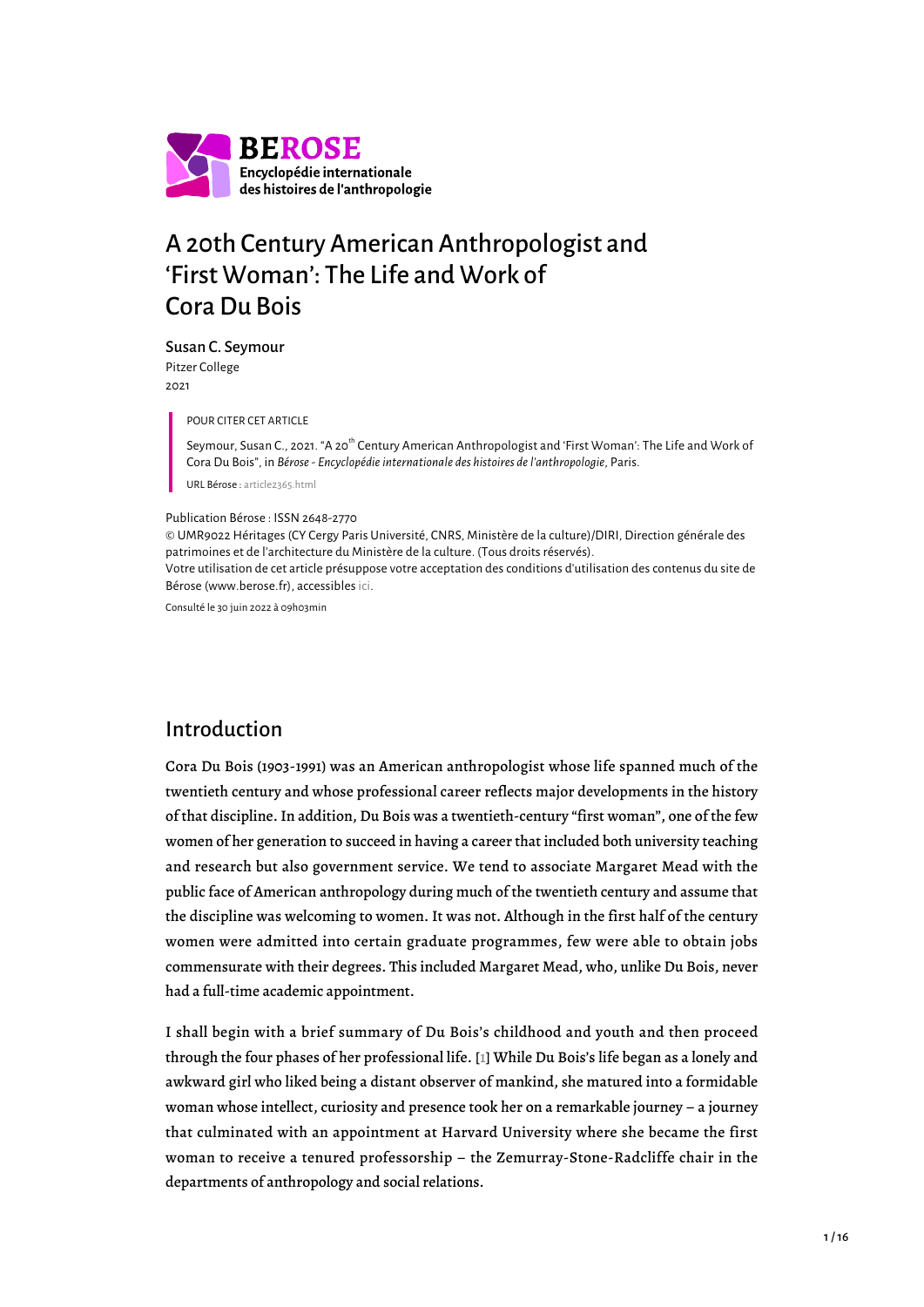# A 20th Century American Anthropologist and 'First Woman': The Life and Work of Cora Du Bois

Susan C. Seymour

Pitzer College

2021

POUR CITER CET ARTICLE

Seymour, Susan C., 2021. "A 20th Century American Anthropologist and 'First Woman': The Life and Work of Cora Du Bois", in *Bérose - Encyclopédie internationale des histoires de l'anthropologie*, Paris.

URL Bérose : article2365.html

Publication Bérose : ISSN 2648-2770

© UMR9022 Héritages (CY Cergy Paris Université, CNRS, Ministère de la culture)/DIRI, Direction générale des patrimoines et de l'architecture du Ministère de la culture. (Tous droits réservés).

Votre utilisation de cet article présuppose votre acceptation des conditions d'utilisation des contenus du site de Bérose (www.berose.fr), accessibles ici.

Consulté le 30 juin 2022 à 09h03min

## Introduction

Cora Du Bois (1903-1991) was an American anthropologist whose life spanned much of the twentieth century and whose professional career reflects major developments in the history of that discipline. In addition, Du Bois was a twentieth-century "first woman", one of the few women of her generation to succeed in having a career that included both university teaching and research but also government service. We tend to associate Margaret Mead with the public face of American anthropology during much of the twentieth century and assume that the discipline was welcoming to women. It was not. Although in the first half of the century women were admitted into certain graduate programmes, few were able to obtain jobs commensurate with their degrees. This included Margaret Mead, who, unlike Du Bois, never had a full-time academic appointment.

I shall begin with a brief summary of Du Bois's childhood and youth and then proceed through the four phases of her professional life. [1] While Du Bois's life began as a lonely and awkward girl who liked being a distant observer of mankind, she matured into a formidable woman whose intellect, curiosity and presence took her on a remarkable journey – a journey that culminated with an appointment at Harvard University where she became the first woman to receive a tenured professorship – the Zemurray-Stone-Radcliffe chair in the departments of anthropology and social relations.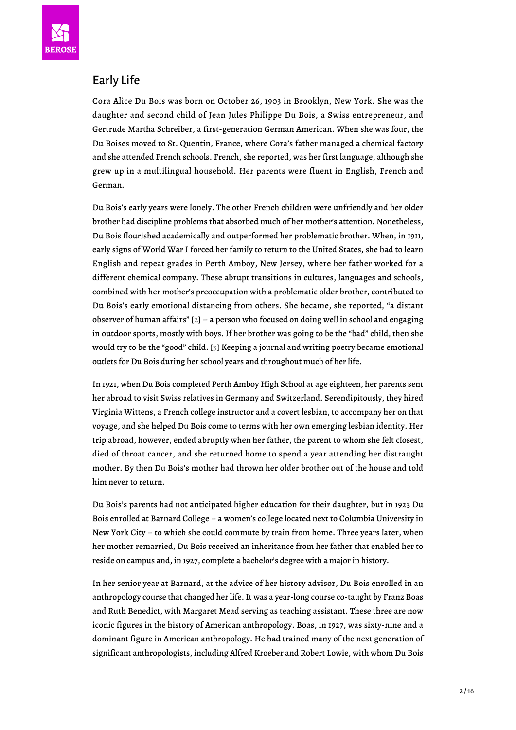## Early Life

Cora Alice Du Bois was born on October 26, 1903 in Brooklyn, New York. She was the daughter and second child of Jean Jules Philippe Du Bois, a Swiss entrepreneur, and Gertrude Martha Schreiber, a first-generation German American. When she was four, the Du Boises moved to St. Quentin, France, where Cora's father managed a chemical factory and she attended French schools. French, she reported, was her first language, although she grew up in a multilingual household. Her parents were fluent in English, French and German.

Du Bois's early years were lonely. The other French children were unfriendly and her older brother had discipline problems that absorbed much of her mother's attention. Nonetheless, Du Bois flourished academically and outperformed her problematic brother. When, in 1911, early signs of World War I forced her family to return to the United States, she had to learn English and repeat grades in Perth Amboy, New Jersey, where her father worked for a different chemical company. These abrupt transitions in cultures, languages and schools, combined with her mother's preoccupation with a problematic older brother, contributed to Du Bois's early emotional distancing from others. She became, she reported, "a distant observer of human affairs" [2] – a person who focused on doing well in school and engaging in outdoor sports, mostly with boys. If her brother was going to be the "bad" child, then she would try to be the "good" child. [3] Keeping a journal and writing poetry became emotional outlets for Du Bois during her school years and throughout much of her life.

In 1921, when Du Bois completed Perth Amboy High School at age eighteen, her parents sent her abroad to visit Swiss relatives in Germany and Switzerland. Serendipitously, they hired Virginia Wittens, a French college instructor and a covert lesbian, to accompany her on that voyage, and she helped Du Bois come to terms with her own emerging lesbian identity. Her trip abroad, however, ended abruptly when her father, the parent to whom she felt closest, died of throat cancer, and she returned home to spend a year attending her distraught mother. By then Du Bois's mother had thrown her older brother out of the house and told him never to return.

Du Bois's parents had not anticipated higher education for their daughter, but in 1923 Du Bois enrolled at Barnard College – a women's college located next to Columbia University in New York City – to which she could commute by train from home. Three years later, when her mother remarried, Du Bois received an inheritance from her father that enabled her to reside on campus and, in 1927, complete a bachelor's degree with a major in history.

In her senior year at Barnard, at the advice of her history advisor, Du Bois enrolled in an anthropology course that changed her life. It was a year-long course co-taught by Franz Boas and Ruth Benedict, with Margaret Mead serving as teaching assistant. These three are now iconic figures in the history of American anthropology. Boas, in 1927, was sixty-nine and a dominant figure in American anthropology. He had trained many of the next generation of significant anthropologists, including Alfred Kroeber and Robert Lowie, with whom Du Bois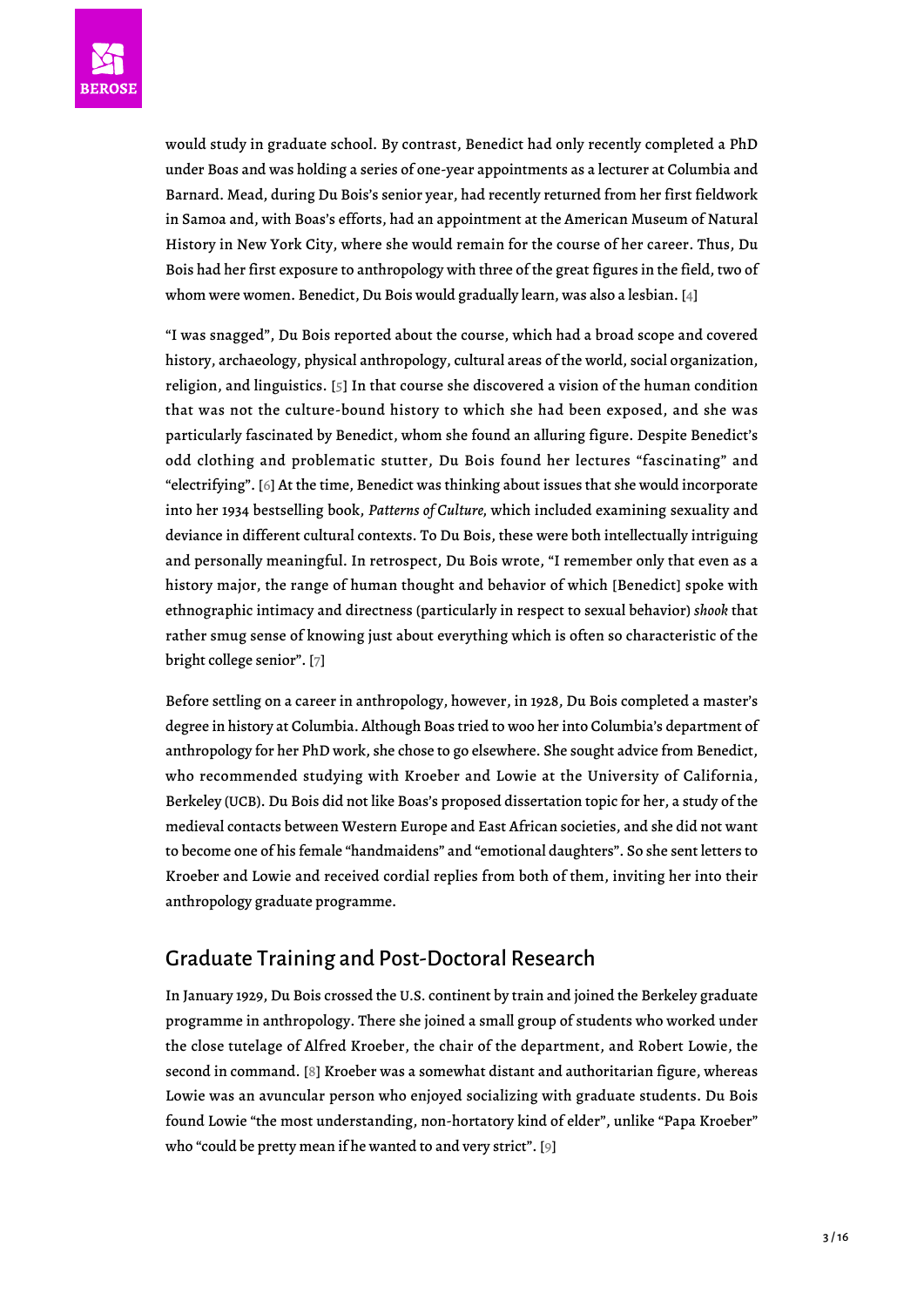would study in graduate school. By contrast, Benedict had only recently completed a PhD under Boas and was holding a series of one-year appointments as a lecturer at Columbia and Barnard. Mead, during Du Bois's senior year, had recently returned from her first fieldwork in Samoa and, with Boas's efforts, had an appointment at the American Museum of Natural History in New York City, where she would remain for the course of her career. Thus, Du Bois had her first exposure to anthropology with three of the great figures in the field, two of whom were women. Benedict, Du Bois would gradually learn, was also a lesbian. [4]

"I was snagged", Du Bois reported about the course, which had a broad scope and covered history, archaeology, physical anthropology, cultural areas of the world, social organization, religion, and linguistics. [5] In that course she discovered a vision of the human condition that was not the culture-bound history to which she had been exposed, and she was particularly fascinated by Benedict, whom she found an alluring figure. Despite Benedict's odd clothing and problematic stutter, Du Bois found her lectures "fascinating" and "electrifying". [6] At the time, Benedict was thinking about issues that she would incorporate into her 1934 bestselling book, *Patterns of Culture*, which included examining sexuality and deviance in different cultural contexts. To Du Bois, these were both intellectually intriguing and personally meaningful. In retrospect, Du Bois wrote, "I remember only that even as a history major, the range of human thought and behavior of which [Benedict] spoke with ethnographic intimacy and directness (particularly in respect to sexual behavior) *shook* that rather smug sense of knowing just about everything which is often so characteristic of the bright college senior". [7]

Before settling on a career in anthropology, however, in 1928, Du Bois completed a master's degree in history at Columbia. Although Boas tried to woo her into Columbia's department of anthropology for her PhD work, she chose to go elsewhere. She sought advice from Benedict, who recommended studying with Kroeber and Lowie at the University of California, Berkeley (UCB). Du Bois did not like Boas's proposed dissertation topic for her, a study of the medieval contacts between Western Europe and East African societies, and she did not want to become one of his female "handmaidens" and "emotional daughters". So she sent letters to Kroeber and Lowie and received cordial replies from both of them, inviting her into their anthropology graduate programme.

## Graduate Training and Post-Doctoral Research

In January 1929, Du Bois crossed the U.S. continent by train and joined the Berkeley graduate programme in anthropology. There she joined a small group of students who worked under the close tutelage of Alfred Kroeber, the chair of the department, and Robert Lowie, the second in command. [8] Kroeber was a somewhat distant and authoritarian figure, whereas Lowie was an avuncular person who enjoyed socializing with graduate students. Du Bois found Lowie "the most understanding, non-hortatory kind of elder", unlike "Papa Kroeber" who "could be pretty mean if he wanted to and very strict". [9]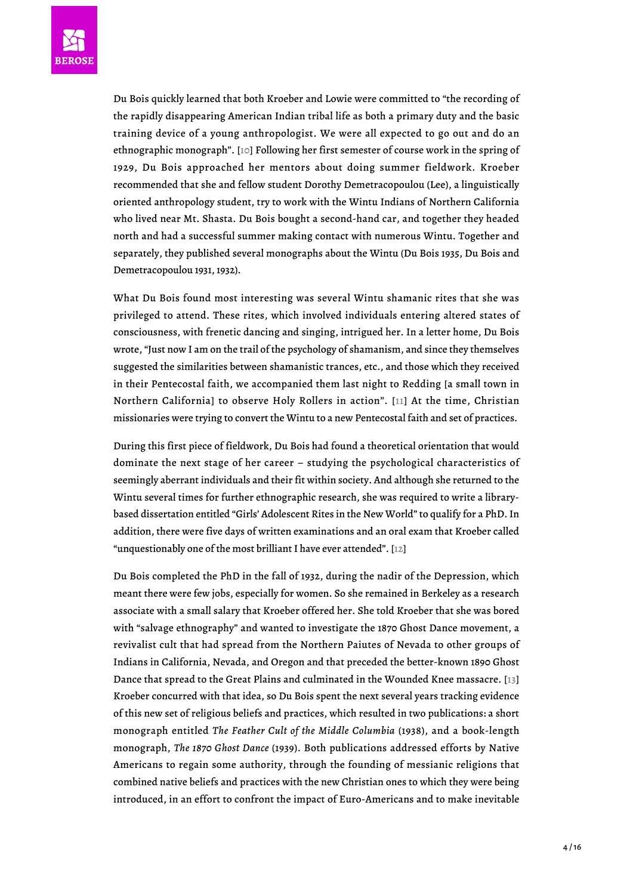Du Bois quickly learned that both Kroeber and Lowie were committed to "the recording of the rapidly disappearing American Indian tribal life as both a primary duty and the basic training device of a young anthropologist. We were all expected to go out and do an ethnographic monograph". [10] Following her first semester of course work in the spring of 1929, Du Bois approached her mentors about doing summer fieldwork. Kroeber recommended that she and fellow student Dorothy Demetracopoulou (Lee), a linguistically oriented anthropology student, try to work with the Wintu Indians of Northern California who lived near Mt. Shasta. Du Bois bought a second-hand car, and together they headed north and had a successful summer making contact with numerous Wintu. Together and separately, they published several monographs about the Wintu (Du Bois 1935, Du Bois and Demetracopoulou 1931, 1932).

What Du Bois found most interesting was several Wintu shamanic rites that she was privileged to attend. These rites, which involved individuals entering altered states of consciousness, with frenetic dancing and singing, intrigued her. In a letter home, Du Bois wrote, "Just now I am on the trail of the psychology of shamanism, and since they themselves suggested the similarities between shamanistic trances, etc., and those which they received in their Pentecostal faith, we accompanied them last night to Redding [a small town in Northern California] to observe Holy Rollers in action". [11] At the time, Christian missionaries were trying to convert the Wintu to a new Pentecostal faith and set of practices.

During this first piece of fieldwork, Du Bois had found a theoretical orientation that would dominate the next stage of her career – studying the psychological characteristics of seemingly aberrant individuals and their fit within society. And although she returned to the Wintu several times for further ethnographic research, she was required to write a library-based dissertation entitled "Girls' Adolescent Rites in the New World" to qualify for a PhD. In addition, there were five days of written examinations and an oral exam that Kroeber called "unquestionably one of the most brilliant I have ever attended". [12]

Du Bois completed the PhD in the fall of 1932, during the nadir of the Depression, which meant there were few jobs, especially for women. So she remained in Berkeley as a research associate with a small salary that Kroeber offered her. She told Kroeber that she was bored with "salvage ethnography" and wanted to investigate the 1870 Ghost Dance movement, a revivalist cult that had spread from the Northern Paiutes of Nevada to other groups of Indians in California, Nevada, and Oregon and that preceded the better-known 1890 Ghost Dance that spread to the Great Plains and culminated in the Wounded Knee massacre. [13] Kroeber concurred with that idea, so Du Bois spent the next several years tracking evidence of this new set of religious beliefs and practices, which resulted in two publications: a short monograph entitled *The Feather Cult of the Middle Columbia* (1938), and a book-length monograph, *The 1870 Ghost Dance* (1939). Both publications addressed efforts by Native Americans to regain some authority, through the founding of messianic religions that combined native beliefs and practices with the new Christian ones to which they were being introduced, in an effort to confront the impact of Euro-Americans and to make inevitable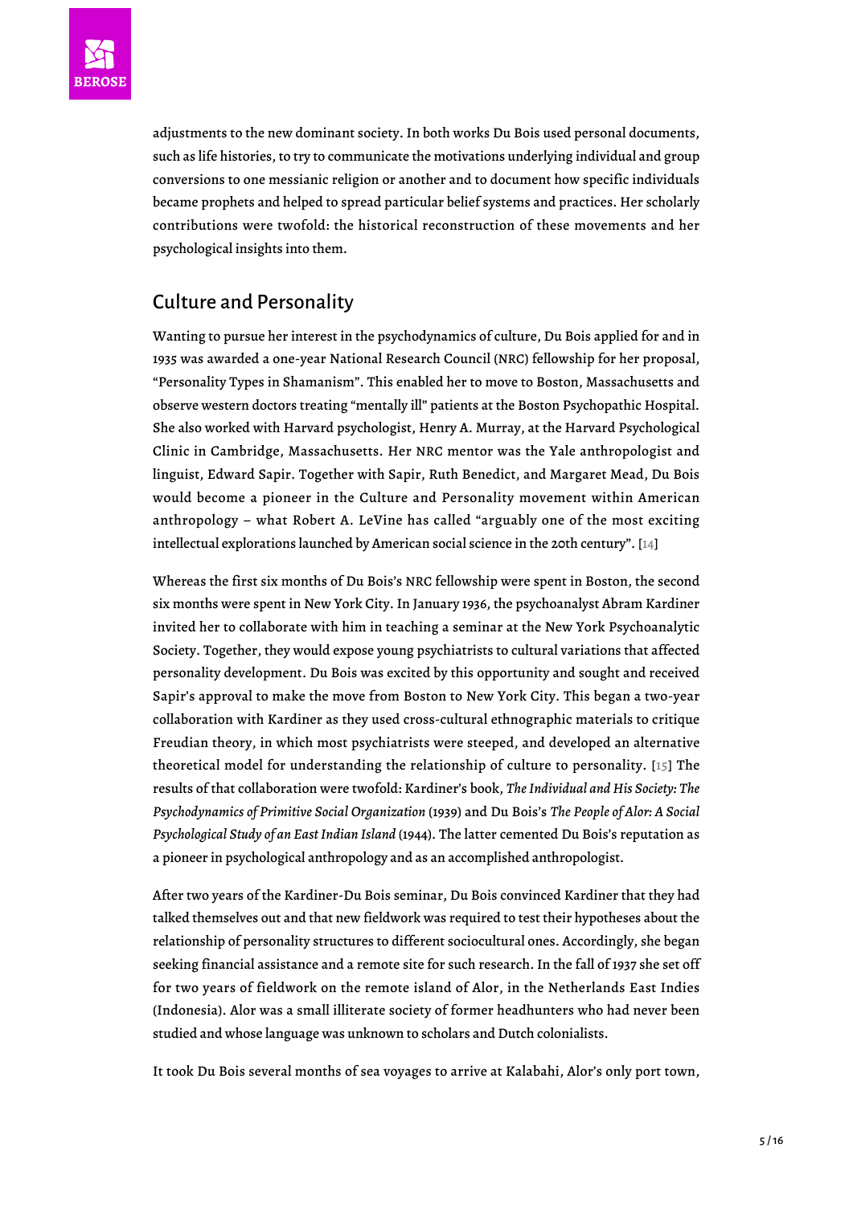adjustments to the new dominant society. In both works Du Bois used personal documents, such as life histories, to try to communicate the motivations underlying individual and group conversions to one messianic religion or another and to document how specific individuals became prophets and helped to spread particular belief systems and practices. Her scholarly contributions were twofold: the historical reconstruction of these movements and her psychological insights into them.

## Culture and Personality

Wanting to pursue her interest in the psychodynamics of culture, Du Bois applied for and in 1935 was awarded a one-year National Research Council (NRC) fellowship for her proposal, "Personality Types in Shamanism". This enabled her to move to Boston, Massachusetts and observe western doctors treating "mentally ill" patients at the Boston Psychopathic Hospital. She also worked with Harvard psychologist, Henry A. Murray, at the Harvard Psychological Clinic in Cambridge, Massachusetts. Her NRC mentor was the Yale anthropologist and linguist, Edward Sapir. Together with Sapir, Ruth Benedict, and Margaret Mead, Du Bois would become a pioneer in the Culture and Personality movement within American anthropology – what Robert A. LeVine has called "arguably one of the most exciting intellectual explorations launched by American social science in the 20th century". [14]

Whereas the first six months of Du Bois's NRC fellowship were spent in Boston, the second six months were spent in New York City. In January 1936, the psychoanalyst Abram Kardiner invited her to collaborate with him in teaching a seminar at the New York Psychoanalytic Society. Together, they would expose young psychiatrists to cultural variations that affected personality development. Du Bois was excited by this opportunity and sought and received Sapir's approval to make the move from Boston to New York City. This began a two-year collaboration with Kardiner as they used cross-cultural ethnographic materials to critique Freudian theory, in which most psychiatrists were steeped, and developed an alternative theoretical model for understanding the relationship of culture to personality. [15] The results of that collaboration were twofold: Kardiner's book, *The Individual and His Society: The Psychodynamics of Primitive Social Organization* (1939) and Du Bois's *The People of Alor: A Social Psychological Study of an East Indian Island* (1944). The latter cemented Du Bois's reputation as a pioneer in psychological anthropology and as an accomplished anthropologist.

After two years of the Kardiner-Du Bois seminar, Du Bois convinced Kardiner that they had talked themselves out and that new fieldwork was required to test their hypotheses about the relationship of personality structures to different sociocultural ones. Accordingly, she began seeking financial assistance and a remote site for such research. In the fall of 1937 she set off for two years of fieldwork on the remote island of Alor, in the Netherlands East Indies (Indonesia). Alor was a small illiterate society of former headhunters who had never been studied and whose language was unknown to scholars and Dutch colonialists.

It took Du Bois several months of sea voyages to arrive at Kalabahi, Alor's only port town,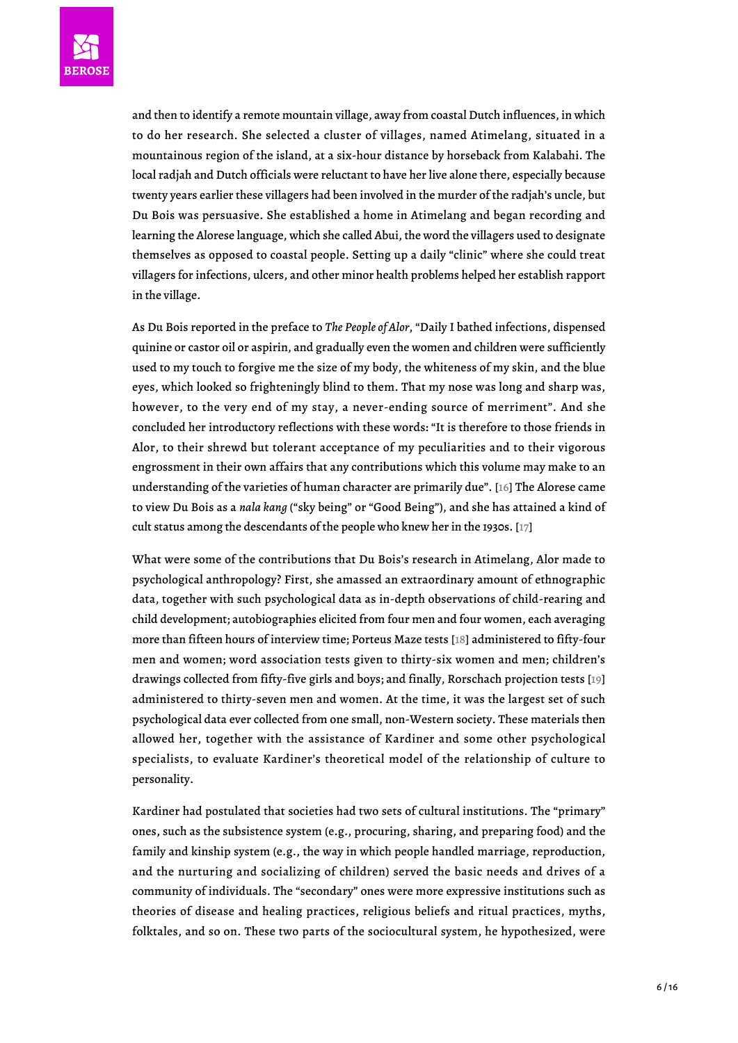and then to identify a remote mountain village, away from coastal Dutch influences, in which to do her research. She selected a cluster of villages, named Atimelang, situated in a mountainous region of the island, at a six-hour distance by horseback from Kalabahi. The local radjah and Dutch officials were reluctant to have her live alone there, especially because twenty years earlier these villagers had been involved in the murder of the radjah's uncle, but Du Bois was persuasive. She established a home in Atimelang and began recording and learning the Alorese language, which she called Abui, the word the villagers used to designate themselves as opposed to coastal people. Setting up a daily "clinic" where she could treat villagers for infections, ulcers, and other minor health problems helped her establish rapport in the village.

As Du Bois reported in the preface to *The People of Alor*, "Daily I bathed infections, dispensed quinine or castor oil or aspirin, and gradually even the women and children were sufficiently used to my touch to forgive me the size of my body, the whiteness of my skin, and the blue eyes, which looked so frighteningly blind to them. That my nose was long and sharp was, however, to the very end of my stay, a never-ending source of merriment". And she concluded her introductory reflections with these words: "It is therefore to those friends in Alor, to their shrewd but tolerant acceptance of my peculiarities and to their vigorous engrossment in their own affairs that any contributions which this volume may make to an understanding of the varieties of human character are primarily due". [16] The Alorese came to view Du Bois as a *nala kang* ("sky being" or "Good Being"), and she has attained a kind of cult status among the descendants of the people who knew her in the 1930s. [17]

What were some of the contributions that Du Bois's research in Atimelang, Alor made to psychological anthropology? First, she amassed an extraordinary amount of ethnographic data, together with such psychological data as in-depth observations of child-rearing and child development; autobiographies elicited from four men and four women, each averaging more than fifteen hours of interview time; Porteus Maze tests [18] administered to fifty-four men and women; word association tests given to thirty-six women and men; children's drawings collected from fifty-five girls and boys; and finally, Rorschach projection tests [19] administered to thirty-seven men and women. At the time, it was the largest set of such psychological data ever collected from one small, non-Western society. These materials then allowed her, together with the assistance of Kardiner and some other psychological specialists, to evaluate Kardiner's theoretical model of the relationship of culture to personality.

Kardiner had postulated that societies had two sets of cultural institutions. The "primary" ones, such as the subsistence system (e.g., procuring, sharing, and preparing food) and the family and kinship system (e.g., the way in which people handled marriage, reproduction, and the nurturing and socializing of children) served the basic needs and drives of a community of individuals. The "secondary" ones were more expressive institutions such as theories of disease and healing practices, religious beliefs and ritual practices, myths, folktales, and so on. These two parts of the sociocultural system, he hypothesized, were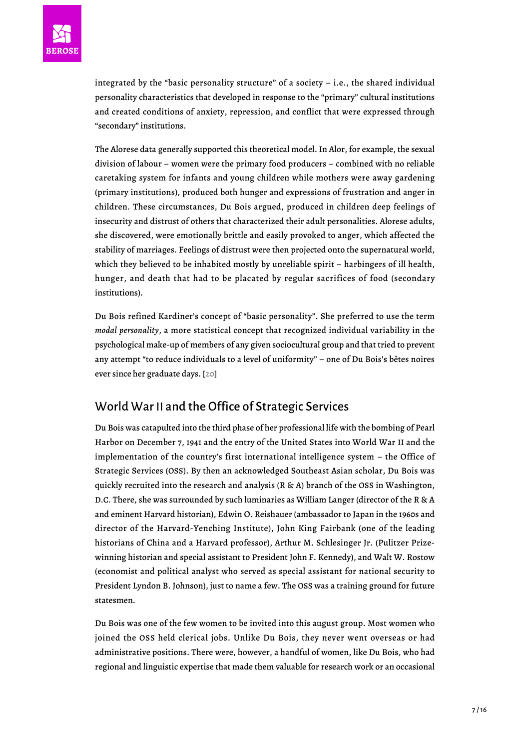integrated by the "basic personality structure" of a society – i.e., the shared individual personality characteristics that developed in response to the "primary" cultural institutions and created conditions of anxiety, repression, and conflict that were expressed through "secondary" institutions.

The Alorese data generally supported this theoretical model. In Alor, for example, the sexual division of labour – women were the primary food producers – combined with no reliable caretaking system for infants and young children while mothers were away gardening (primary institutions), produced both hunger and expressions of frustration and anger in children. These circumstances, Du Bois argued, produced in children deep feelings of insecurity and distrust of others that characterized their adult personalities. Alorese adults, she discovered, were emotionally brittle and easily provoked to anger, which affected the stability of marriages. Feelings of distrust were then projected onto the supernatural world, which they believed to be inhabited mostly by unreliable spirit – harbingers of ill health, hunger, and death that had to be placated by regular sacrifices of food (secondary institutions).

Du Bois refined Kardiner's concept of "basic personality". She preferred to use the term *modal personality*, a more statistical concept that recognized individual variability in the psychological make-up of members of any given sociocultural group and that tried to prevent any attempt "to reduce individuals to a level of uniformity" – one of Du Bois's bêtes noires ever since her graduate days. [20]

## World War II and the Office of Strategic Services

Du Bois was catapulted into the third phase of her professional life with the bombing of Pearl Harbor on December 7, 1941 and the entry of the United States into World War II and the implementation of the country's first international intelligence system – the Office of Strategic Services (OSS). By then an acknowledged Southeast Asian scholar, Du Bois was quickly recruited into the research and analysis (R & A) branch of the OSS in Washington, D.C. There, she was surrounded by such luminaries as William Langer (director of the R & A and eminent Harvard historian), Edwin O. Reishauer (ambassador to Japan in the 1960s and director of the Harvard-Yenching Institute), John King Fairbank (one of the leading historians of China and a Harvard professor), Arthur M. Schlesinger Jr. (Pulitzer Prize-winning historian and special assistant to President John F. Kennedy), and Walt W. Rostow (economist and political analyst who served as special assistant for national security to President Lyndon B. Johnson), just to name a few. The OSS was a training ground for future statesmen.

Du Bois was one of the few women to be invited into this august group. Most women who joined the OSS held clerical jobs. Unlike Du Bois, they never went overseas or had administrative positions. There were, however, a handful of women, like Du Bois, who had regional and linguistic expertise that made them valuable for research work or an occasional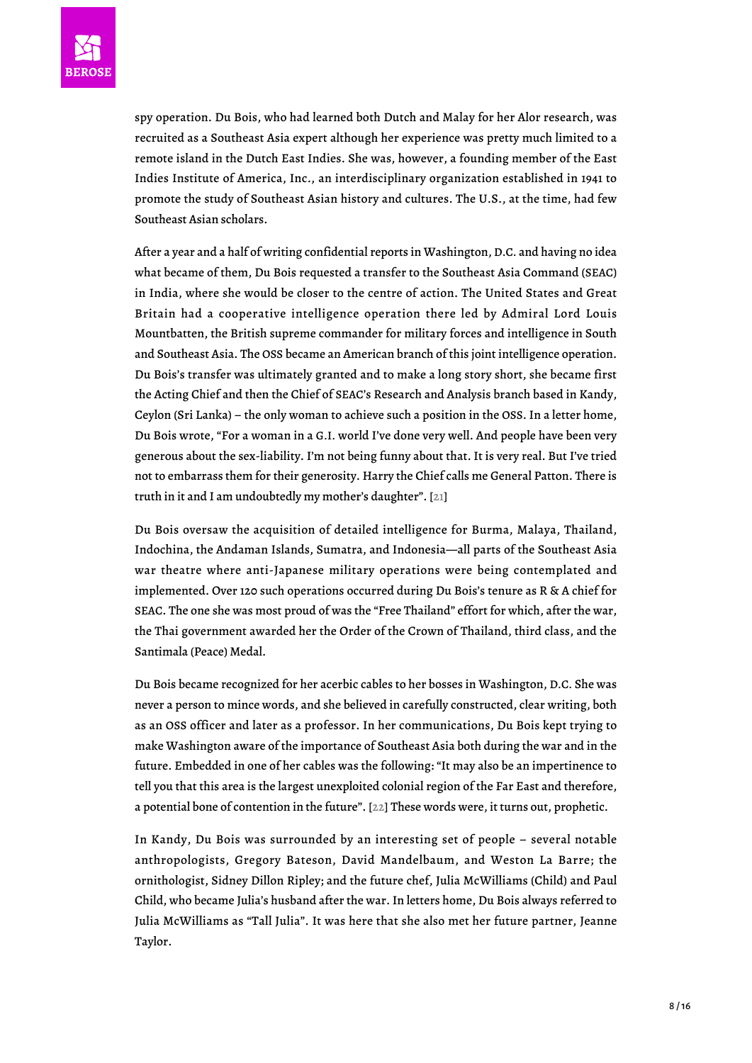spy operation. Du Bois, who had learned both Dutch and Malay for her Alor research, was recruited as a Southeast Asia expert although her experience was pretty much limited to a remote island in the Dutch East Indies. She was, however, a founding member of the East Indies Institute of America, Inc., an interdisciplinary organization established in 1941 to promote the study of Southeast Asian history and cultures. The U.S., at the time, had few Southeast Asian scholars.

After a year and a half of writing confidential reports in Washington, D.C. and having no idea what became of them, Du Bois requested a transfer to the Southeast Asia Command (SEAC) in India, where she would be closer to the centre of action. The United States and Great Britain had a cooperative intelligence operation there led by Admiral Lord Louis Mountbatten, the British supreme commander for military forces and intelligence in South and Southeast Asia. The OSS became an American branch of this joint intelligence operation. Du Bois's transfer was ultimately granted and to make a long story short, she became first the Acting Chief and then the Chief of SEAC's Research and Analysis branch based in Kandy, Ceylon (Sri Lanka) – the only woman to achieve such a position in the OSS. In a letter home, Du Bois wrote, "For a woman in a G.I. world I've done very well. And people have been very generous about the sex-liability. I'm not being funny about that. It is very real. But I've tried not to embarrass them for their generosity. Harry the Chief calls me General Patton. There is truth in it and I am undoubtedly my mother's daughter". [21]

Du Bois oversaw the acquisition of detailed intelligence for Burma, Malaya, Thailand, Indochina, the Andaman Islands, Sumatra, and Indonesia—all parts of the Southeast Asia war theatre where anti-Japanese military operations were being contemplated and implemented. Over 120 such operations occurred during Du Bois's tenure as R & A chief for SEAC. The one she was most proud of was the "Free Thailand" effort for which, after the war, the Thai government awarded her the Order of the Crown of Thailand, third class, and the Santimala (Peace) Medal.

Du Bois became recognized for her acerbic cables to her bosses in Washington, D.C. She was never a person to mince words, and she believed in carefully constructed, clear writing, both as an OSS officer and later as a professor. In her communications, Du Bois kept trying to make Washington aware of the importance of Southeast Asia both during the war and in the future. Embedded in one of her cables was the following: "It may also be an impertinence to tell you that this area is the largest unexploited colonial region of the Far East and therefore, a potential bone of contention in the future". [22] These words were, it turns out, prophetic.

In Kandy, Du Bois was surrounded by an interesting set of people – several notable anthropologists, Gregory Bateson, David Mandelbaum, and Weston La Barre; the ornithologist, Sidney Dillon Ripley; and the future chef, Julia McWilliams (Child) and Paul Child, who became Julia's husband after the war. In letters home, Du Bois always referred to Julia McWilliams as "Tall Julia". It was here that she also met her future partner, Jeanne Taylor.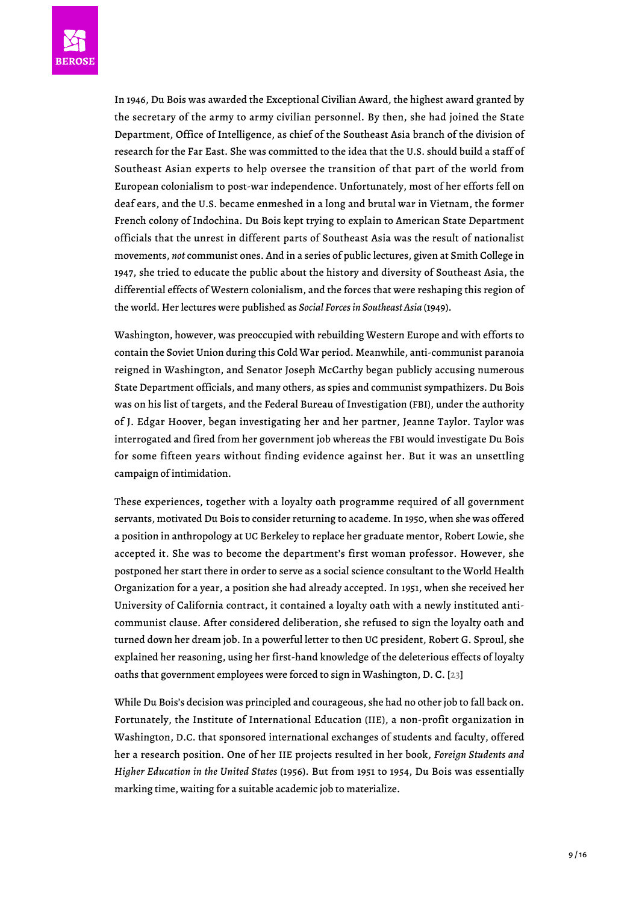In 1946, Du Bois was awarded the Exceptional Civilian Award, the highest award granted by the secretary of the army to army civilian personnel. By then, she had joined the State Department, Office of Intelligence, as chief of the Southeast Asia branch of the division of research for the Far East. She was committed to the idea that the U.S. should build a staff of Southeast Asian experts to help oversee the transition of that part of the world from European colonialism to post-war independence. Unfortunately, most of her efforts fell on deaf ears, and the U.S. became enmeshed in a long and brutal war in Vietnam, the former French colony of Indochina. Du Bois kept trying to explain to American State Department officials that the unrest in different parts of Southeast Asia was the result of nationalist movements, *not* communist ones. And in a series of public lectures, given at Smith College in 1947, she tried to educate the public about the history and diversity of Southeast Asia, the differential effects of Western colonialism, and the forces that were reshaping this region of the world. Her lectures were published as *Social Forces in Southeast Asia* (1949).

Washington, however, was preoccupied with rebuilding Western Europe and with efforts to contain the Soviet Union during this Cold War period. Meanwhile, anti-communist paranoia reigned in Washington, and Senator Joseph McCarthy began publicly accusing numerous State Department officials, and many others, as spies and communist sympathizers. Du Bois was on his list of targets, and the Federal Bureau of Investigation (FBI), under the authority of J. Edgar Hoover, began investigating her and her partner, Jeanne Taylor. Taylor was interrogated and fired from her government job whereas the FBI would investigate Du Bois for some fifteen years without finding evidence against her. But it was an unsettling campaign of intimidation.

These experiences, together with a loyalty oath programme required of all government servants, motivated Du Bois to consider returning to academe. In 1950, when she was offered a position in anthropology at UC Berkeley to replace her graduate mentor, Robert Lowie, she accepted it. She was to become the department's first woman professor. However, she postponed her start there in order to serve as a social science consultant to the World Health Organization for a year, a position she had already accepted. In 1951, when she received her University of California contract, it contained a loyalty oath with a newly instituted anti-communist clause. After considered deliberation, she refused to sign the loyalty oath and turned down her dream job. In a powerful letter to then UC president, Robert G. Sproul, she explained her reasoning, using her first-hand knowledge of the deleterious effects of loyalty oaths that government employees were forced to sign in Washington, D. C. [23]

While Du Bois's decision was principled and courageous, she had no other job to fall back on. Fortunately, the Institute of International Education (IIE), a non-profit organization in Washington, D.C. that sponsored international exchanges of students and faculty, offered her a research position. One of her IIE projects resulted in her book, *Foreign Students and Higher Education in the United States* (1956). But from 1951 to 1954, Du Bois was essentially marking time, waiting for a suitable academic job to materialize.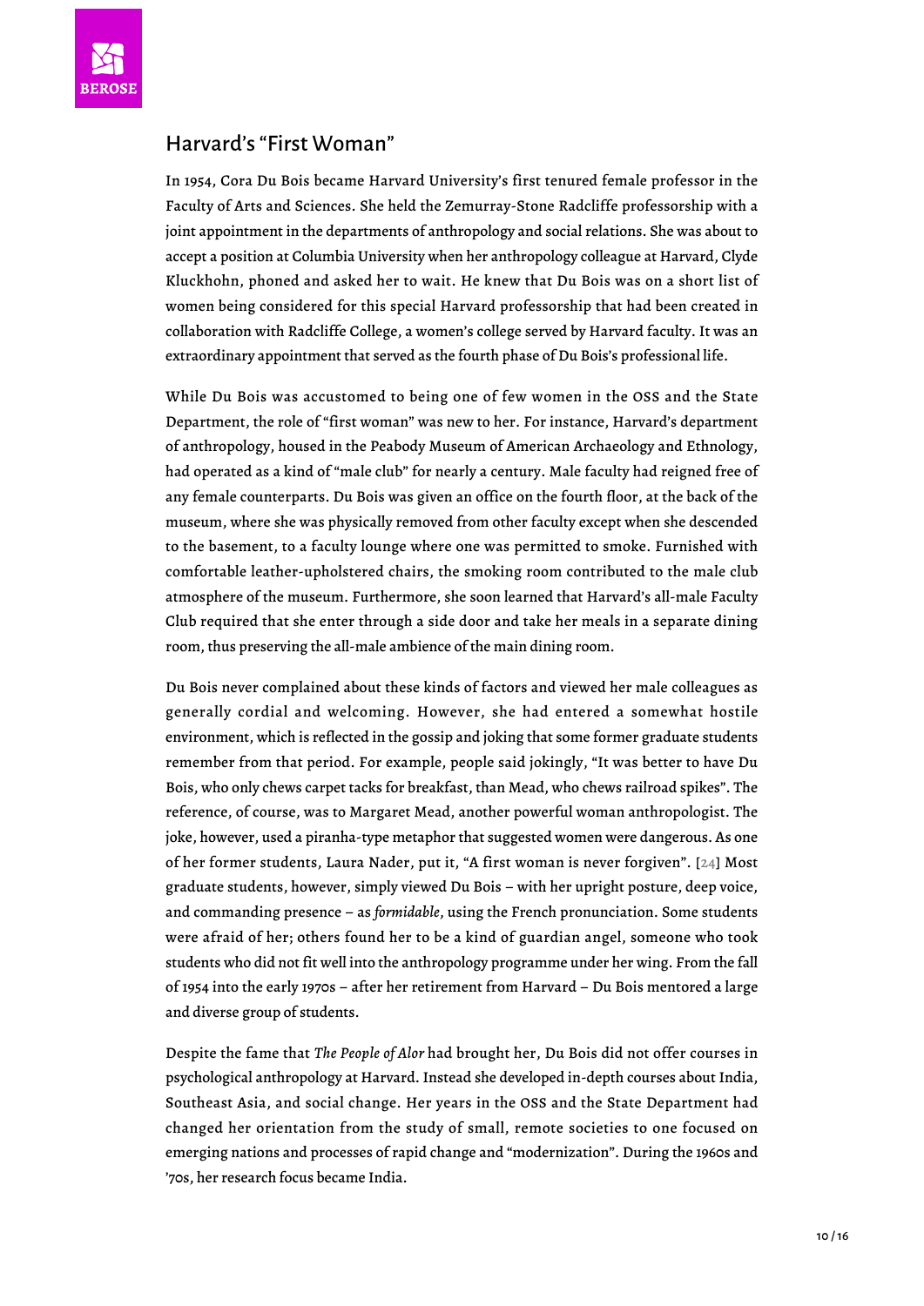## Harvard's "First Woman"

In 1954, Cora Du Bois became Harvard University's first tenured female professor in the Faculty of Arts and Sciences. She held the Zemurray-Stone Radcliffe professorship with a joint appointment in the departments of anthropology and social relations. She was about to accept a position at Columbia University when her anthropology colleague at Harvard, Clyde Kluckhohn, phoned and asked her to wait. He knew that Du Bois was on a short list of women being considered for this special Harvard professorship that had been created in collaboration with Radcliffe College, a women's college served by Harvard faculty. It was an extraordinary appointment that served as the fourth phase of Du Bois's professional life.

While Du Bois was accustomed to being one of few women in the OSS and the State Department, the role of "first woman" was new to her. For instance, Harvard's department of anthropology, housed in the Peabody Museum of American Archaeology and Ethnology, had operated as a kind of "male club" for nearly a century. Male faculty had reigned free of any female counterparts. Du Bois was given an office on the fourth floor, at the back of the museum, where she was physically removed from other faculty except when she descended to the basement, to a faculty lounge where one was permitted to smoke. Furnished with comfortable leather-upholstered chairs, the smoking room contributed to the male club atmosphere of the museum. Furthermore, she soon learned that Harvard's all-male Faculty Club required that she enter through a side door and take her meals in a separate dining room, thus preserving the all-male ambience of the main dining room.

Du Bois never complained about these kinds of factors and viewed her male colleagues as generally cordial and welcoming. However, she had entered a somewhat hostile environment, which is reflected in the gossip and joking that some former graduate students remember from that period. For example, people said jokingly, "It was better to have Du Bois, who only chews carpet tacks for breakfast, than Mead, who chews railroad spikes". The reference, of course, was to Margaret Mead, another powerful woman anthropologist. The joke, however, used a piranha-type metaphor that suggested women were dangerous. As one of her former students, Laura Nader, put it, "A first woman is never forgiven". [24] Most graduate students, however, simply viewed Du Bois – with her upright posture, deep voice, and commanding presence – as *formidable*, using the French pronunciation. Some students were afraid of her; others found her to be a kind of guardian angel, someone who took students who did not fit well into the anthropology programme under her wing. From the fall of 1954 into the early 1970s – after her retirement from Harvard – Du Bois mentored a large and diverse group of students.

Despite the fame that *The People of Alor* had brought her, Du Bois did not offer courses in psychological anthropology at Harvard. Instead she developed in-depth courses about India, Southeast Asia, and social change. Her years in the OSS and the State Department had changed her orientation from the study of small, remote societies to one focused on emerging nations and processes of rapid change and "modernization". During the 1960s and '70s, her research focus became India.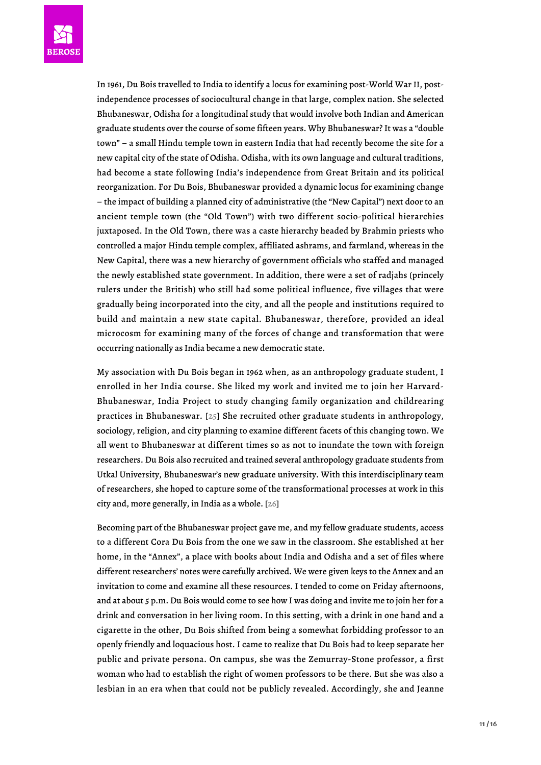In 1961, Du Bois travelled to India to identify a locus for examining post-World War II, post-independence processes of sociocultural change in that large, complex nation. She selected Bhubaneswar, Odisha for a longitudinal study that would involve both Indian and American graduate students over the course of some fifteen years. Why Bhubaneswar? It was a "double town" – a small Hindu temple town in eastern India that had recently become the site for a new capital city of the state of Odisha. Odisha, with its own language and cultural traditions, had become a state following India's independence from Great Britain and its political reorganization. For Du Bois, Bhubaneswar provided a dynamic locus for examining change – the impact of building a planned city of administrative (the "New Capital") next door to an ancient temple town (the "Old Town") with two different socio-political hierarchies juxtaposed. In the Old Town, there was a caste hierarchy headed by Brahmin priests who controlled a major Hindu temple complex, affiliated ashrams, and farmland, whereas in the New Capital, there was a new hierarchy of government officials who staffed and managed the newly established state government. In addition, there were a set of radjahs (princely rulers under the British) who still had some political influence, five villages that were gradually being incorporated into the city, and all the people and institutions required to build and maintain a new state capital. Bhubaneswar, therefore, provided an ideal microcosm for examining many of the forces of change and transformation that were occurring nationally as India became a new democratic state.

My association with Du Bois began in 1962 when, as an anthropology graduate student, I enrolled in her India course. She liked my work and invited me to join her Harvard-Bhubaneswar, India Project to study changing family organization and childrearing practices in Bhubaneswar. [25] She recruited other graduate students in anthropology, sociology, religion, and city planning to examine different facets of this changing town. We all went to Bhubaneswar at different times so as not to inundate the town with foreign researchers. Du Bois also recruited and trained several anthropology graduate students from Utkal University, Bhubaneswar's new graduate university. With this interdisciplinary team of researchers, she hoped to capture some of the transformational processes at work in this city and, more generally, in India as a whole. [26]

Becoming part of the Bhubaneswar project gave me, and my fellow graduate students, access to a different Cora Du Bois from the one we saw in the classroom. She established at her home, in the "Annex", a place with books about India and Odisha and a set of files where different researchers' notes were carefully archived. We were given keys to the Annex and an invitation to come and examine all these resources. I tended to come on Friday afternoons, and at about 5 p.m. Du Bois would come to see how I was doing and invite me to join her for a drink and conversation in her living room. In this setting, with a drink in one hand and a cigarette in the other, Du Bois shifted from being a somewhat forbidding professor to an openly friendly and loquacious host. I came to realize that Du Bois had to keep separate her public and private persona. On campus, she was the Zemurray-Stone professor, a first woman who had to establish the right of women professors to be there. But she was also a lesbian in an era when that could not be publicly revealed. Accordingly, she and Jeanne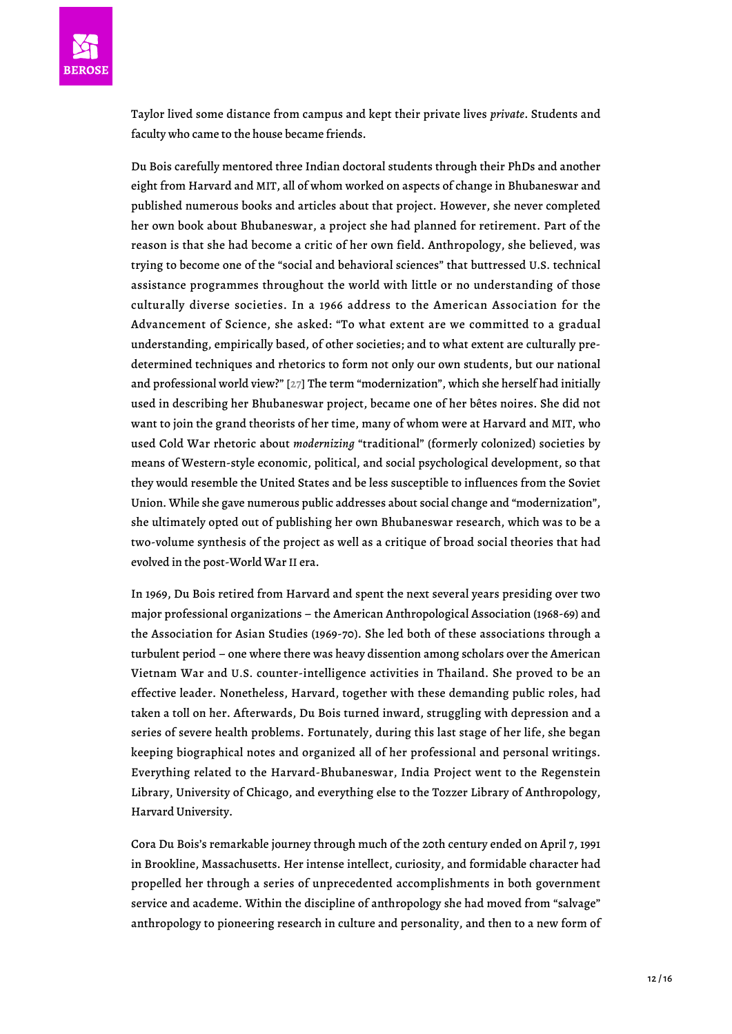Taylor lived some distance from campus and kept their private lives *private*. Students and faculty who came to the house became friends.

Du Bois carefully mentored three Indian doctoral students through their PhDs and another eight from Harvard and MIT, all of whom worked on aspects of change in Bhubaneswar and published numerous books and articles about that project. However, she never completed her own book about Bhubaneswar, a project she had planned for retirement. Part of the reason is that she had become a critic of her own field. Anthropology, she believed, was trying to become one of the "social and behavioral sciences" that buttressed U.S. technical assistance programmes throughout the world with little or no understanding of those culturally diverse societies. In a 1966 address to the American Association for the Advancement of Science, she asked: "To what extent are we committed to a gradual understanding, empirically based, of other societies; and to what extent are culturally pre-determined techniques and rhetorics to form not only our own students, but our national and professional world view?" [27] The term "modernization", which she herself had initially used in describing her Bhubaneswar project, became one of her bêtes noires. She did not want to join the grand theorists of her time, many of whom were at Harvard and MIT, who used Cold War rhetoric about *modernizing* "traditional" (formerly colonized) societies by means of Western-style economic, political, and social psychological development, so that they would resemble the United States and be less susceptible to influences from the Soviet Union. While she gave numerous public addresses about social change and "modernization", she ultimately opted out of publishing her own Bhubaneswar research, which was to be a two-volume synthesis of the project as well as a critique of broad social theories that had evolved in the post-World War II era.

In 1969, Du Bois retired from Harvard and spent the next several years presiding over two major professional organizations – the American Anthropological Association (1968-69) and the Association for Asian Studies (1969-70). She led both of these associations through a turbulent period – one where there was heavy dissention among scholars over the American Vietnam War and U.S. counter-intelligence activities in Thailand. She proved to be an effective leader. Nonetheless, Harvard, together with these demanding public roles, had taken a toll on her. Afterwards, Du Bois turned inward, struggling with depression and a series of severe health problems. Fortunately, during this last stage of her life, she began keeping biographical notes and organized all of her professional and personal writings. Everything related to the Harvard-Bhubaneswar, India Project went to the Regenstein Library, University of Chicago, and everything else to the Tozzer Library of Anthropology, Harvard University.

Cora Du Bois's remarkable journey through much of the 20th century ended on April 7, 1991 in Brookline, Massachusetts. Her intense intellect, curiosity, and formidable character had propelled her through a series of unprecedented accomplishments in both government service and academe. Within the discipline of anthropology she had moved from "salvage" anthropology to pioneering research in culture and personality, and then to a new form of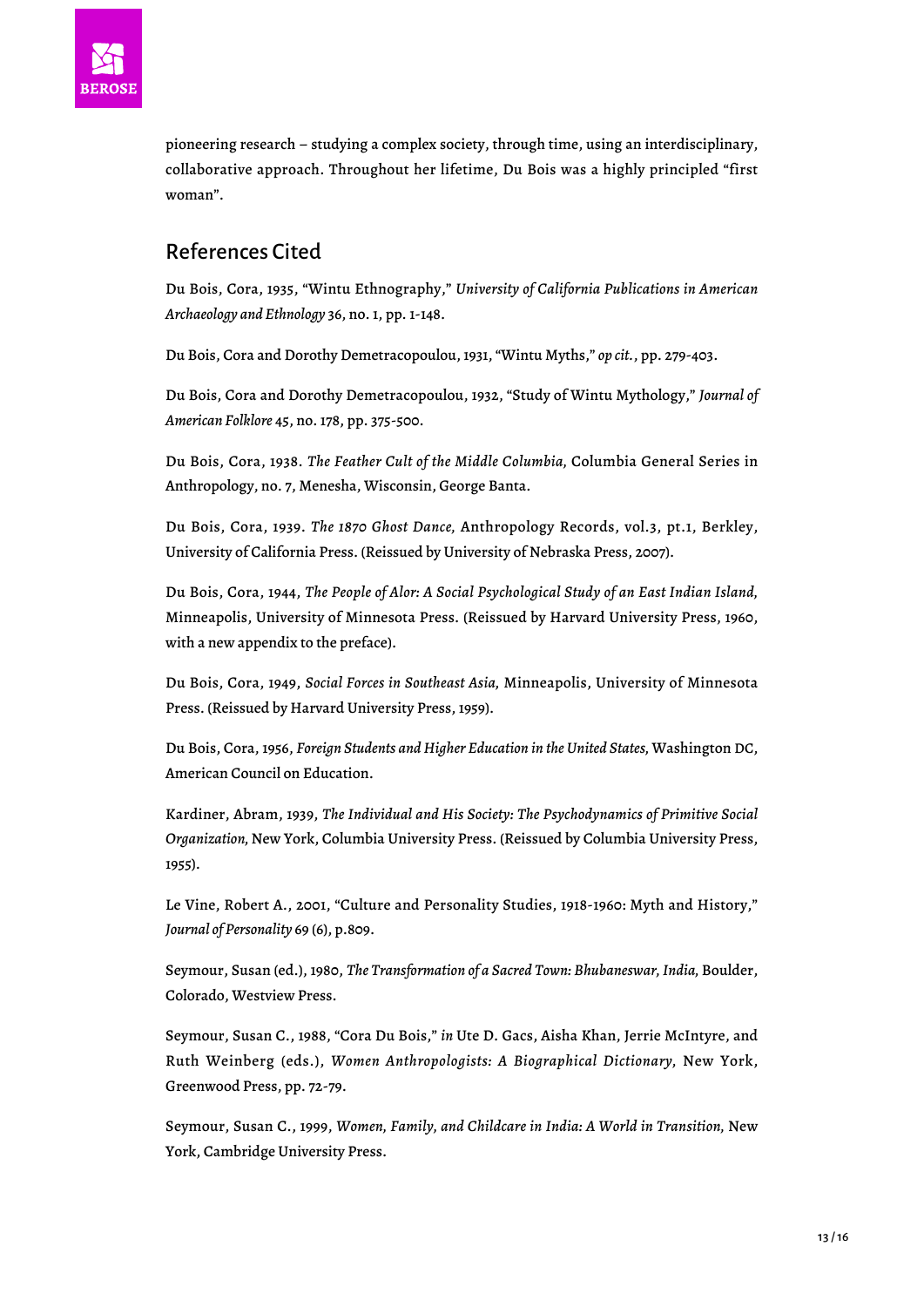pioneering research – studying a complex society, through time, using an interdisciplinary, collaborative approach. Throughout her lifetime, Du Bois was a highly principled "first woman".

## References Cited

Du Bois, Cora, 1935, "Wintu Ethnography," *University of California Publications in American Archaeology and Ethnology* 36, no. 1, pp. 1-148.

Du Bois, Cora and Dorothy Demetracopoulou, 1931, "Wintu Myths," *op cit.*, pp. 279-403.

Du Bois, Cora and Dorothy Demetracopoulou, 1932, "Study of Wintu Mythology," *Journal of American Folklore* 45, no. 178, pp. 375-500.

Du Bois, Cora, 1938. *The Feather Cult of the Middle Columbia,* Columbia General Series in Anthropology, no. 7, Menesha, Wisconsin, George Banta.

Du Bois, Cora, 1939. *The 1870 Ghost Dance,* Anthropology Records, vol.3, pt.1, Berkley, University of California Press. (Reissued by University of Nebraska Press, 2007).

Du Bois, Cora, 1944, *The People of Alor: A Social Psychological Study of an East Indian Island,* Minneapolis, University of Minnesota Press. (Reissued by Harvard University Press, 1960, with a new appendix to the preface).

Du Bois, Cora, 1949, *Social Forces in Southeast Asia,* Minneapolis, University of Minnesota Press. (Reissued by Harvard University Press, 1959).

Du Bois, Cora, 1956, *Foreign Students and Higher Education in the United States,* Washington DC, American Council on Education.

Kardiner, Abram, 1939, *The Individual and His Society: The Psychodynamics of Primitive Social Organization,* New York, Columbia University Press. (Reissued by Columbia University Press, 1955).

Le Vine, Robert A., 2001, "Culture and Personality Studies, 1918-1960: Myth and History," *Journal of Personality* 69 (6), p.809.

Seymour, Susan (ed.), 1980, *The Transformation of a Sacred Town: Bhubaneswar, India,* Boulder, Colorado, Westview Press.

Seymour, Susan C., 1988, "Cora Du Bois," *in* Ute D. Gacs, Aisha Khan, Jerrie McIntyre, and Ruth Weinberg (eds.), *Women Anthropologists: A Biographical Dictionary*, New York, Greenwood Press, pp. 72-79.

Seymour, Susan C., 1999, *Women, Family, and Childcare in India: A World in Transition,* New York, Cambridge University Press.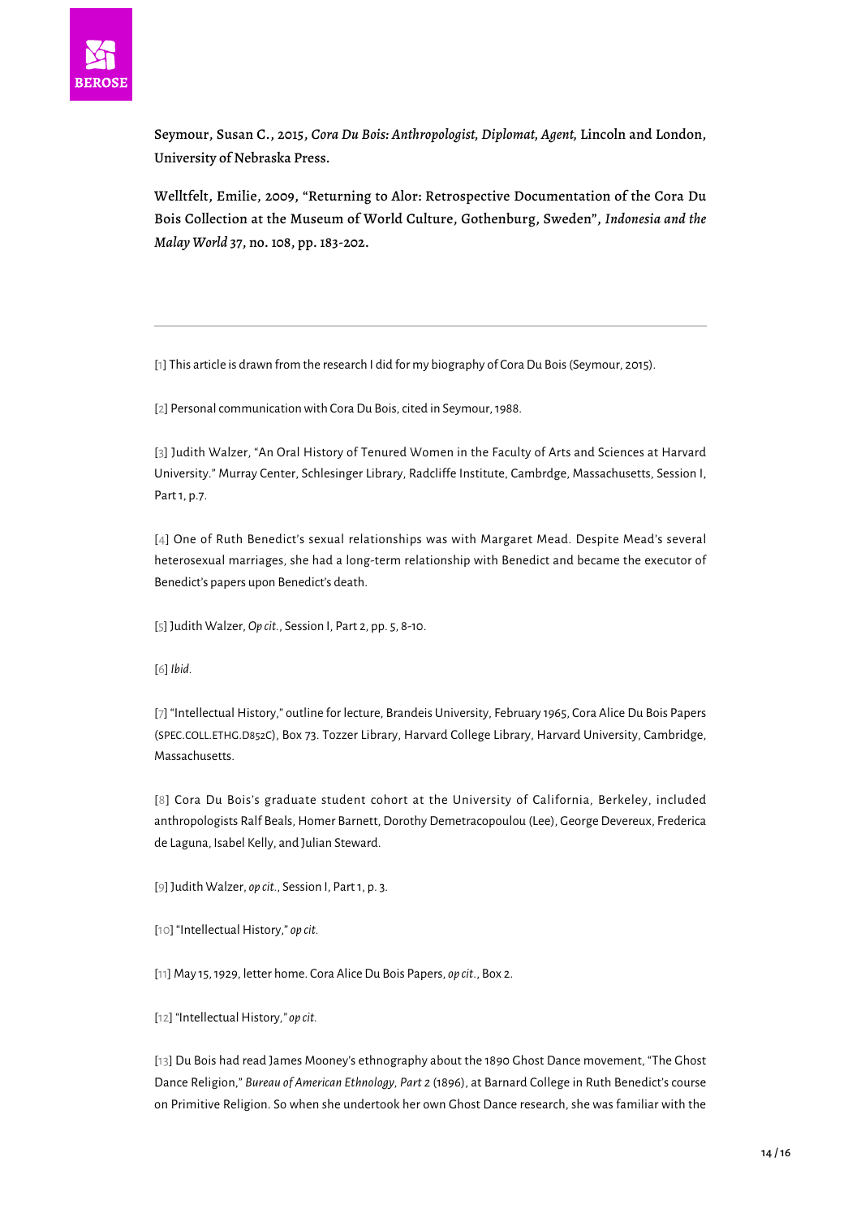Seymour, Susan C., 2015, *Cora Du Bois: Anthropologist, Diplomat, Agent,* Lincoln and London, University of Nebraska Press.

Welltfelt, Emilie, 2009, "Returning to Alor: Retrospective Documentation of the Cora Du Bois Collection at the Museum of World Culture, Gothenburg, Sweden", *Indonesia and the Malay World* 37, no. 108, pp. 183-202.

---

[1] This article is drawn from the research I did for my biography of Cora Du Bois (Seymour, 2015).

[2] Personal communication with Cora Du Bois, cited in Seymour, 1988.

[3] Judith Walzer, "An Oral History of Tenured Women in the Faculty of Arts and Sciences at Harvard University." Murray Center, Schlesinger Library, Radcliffe Institute, Cambrdge, Massachusetts, Session I, Part 1, p.7.

[4] One of Ruth Benedict's sexual relationships was with Margaret Mead. Despite Mead's several heterosexual marriages, she had a long-term relationship with Benedict and became the executor of Benedict's papers upon Benedict's death.

[5] Judith Walzer, *Op cit.*, Session I, Part 2, pp. 5, 8-10.

[6] *Ibid.*

[7] "Intellectual History," outline for lecture, Brandeis University, February 1965, Cora Alice Du Bois Papers (SPEC.COLL.ETHG.D852C), Box 73. Tozzer Library, Harvard College Library, Harvard University, Cambridge, Massachusetts.

[8] Cora Du Bois's graduate student cohort at the University of California, Berkeley, included anthropologists Ralf Beals, Homer Barnett, Dorothy Demetracopoulou (Lee), George Devereux, Frederica de Laguna, Isabel Kelly, and Julian Steward.

[9] Judith Walzer, *op cit.*, Session I, Part 1, p. 3.

[10] "Intellectual History," *op cit.*

[11] May 15, 1929, letter home. Cora Alice Du Bois Papers, *op cit.*, Box 2.

[12] "Intellectual History," *op cit.*

[13] Du Bois had read James Mooney's ethnography about the 1890 Ghost Dance movement, "The Ghost Dance Religion," *Bureau of American Ethnology, Part 2* (1896), at Barnard College in Ruth Benedict's course on Primitive Religion. So when she undertook her own Ghost Dance research, she was familiar with the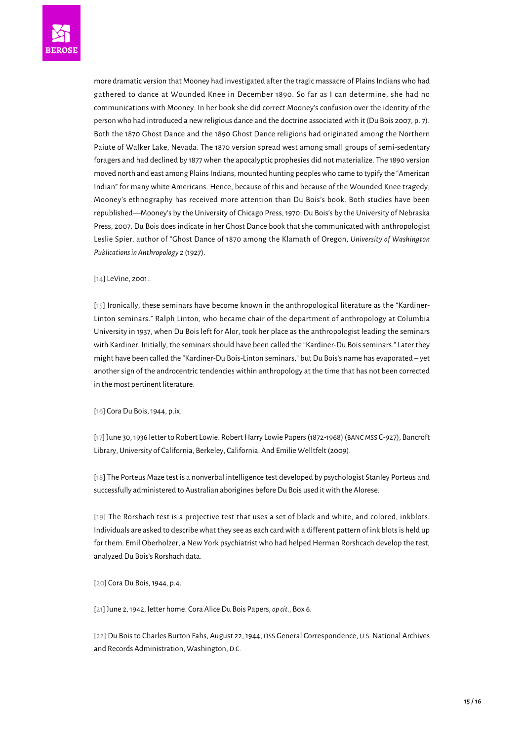more dramatic version that Mooney had investigated after the tragic massacre of Plains Indians who had gathered to dance at Wounded Knee in December 1890. So far as I can determine, she had no communications with Mooney. In her book she did correct Mooney's confusion over the identity of the person who had introduced a new religious dance and the doctrine associated with it (Du Bois 2007, p. 7). Both the 1870 Ghost Dance and the 1890 Ghost Dance religions had originated among the Northern Paiute of Walker Lake, Nevada. The 1870 version spread west among small groups of semi-sedentary foragers and had declined by 1877 when the apocalyptic prophesies did not materialize. The 1890 version moved north and east among Plains Indians, mounted hunting peoples who came to typify the "American Indian" for many white Americans. Hence, because of this and because of the Wounded Knee tragedy, Mooney's ethnography has received more attention than Du Bois's book. Both studies have been republished—Mooney's by the University of Chicago Press, 1970; Du Bois's by the University of Nebraska Press, 2007. Du Bois does indicate in her Ghost Dance book that she communicated with anthropologist Leslie Spier, author of "Ghost Dance of 1870 among the Klamath of Oregon, *University of Washington Publications in Anthropology 2* (1927).

[14] LeVine, 2001..

[15] Ironically, these seminars have become known in the anthropological literature as the "Kardiner-Linton seminars." Ralph Linton, who became chair of the department of anthropology at Columbia University in 1937, when Du Bois left for Alor, took her place as the anthropologist leading the seminars with Kardiner. Initially, the seminars should have been called the "Kardiner-Du Bois seminars." Later they might have been called the "Kardiner-Du Bois-Linton seminars," but Du Bois's name has evaporated – yet another sign of the androcentric tendencies within anthropology at the time that has not been corrected in the most pertinent literature.

[16] Cora Du Bois, 1944, p.ix.

[17] June 30, 1936 letter to Robert Lowie. Robert Harry Lowie Papers (1872-1968) (BANC MSS C-927), Bancroft Library, University of California, Berkeley, California. And Emilie Welltfelt (2009).

[18] The Porteus Maze test is a nonverbal intelligence test developed by psychologist Stanley Porteus and successfully administered to Australian aborigines before Du Bois used it with the Alorese.

[19] The Rorshach test is a projective test that uses a set of black and white, and colored, inkblots. Individuals are asked to describe what they see as each card with a different pattern of ink blots is held up for them. Emil Oberholzer, a New York psychiatrist who had helped Herman Rorshcach develop the test, analyzed Du Bois's Rorshach data.

[20] Cora Du Bois, 1944, p.4.

[21] June 2, 1942, letter home. Cora Alice Du Bois Papers, *op cit.*, Box 6.

[22] Du Bois to Charles Burton Fahs, August 22, 1944, OSS General Correspondence, U.S. National Archives and Records Administration, Washington, D.C.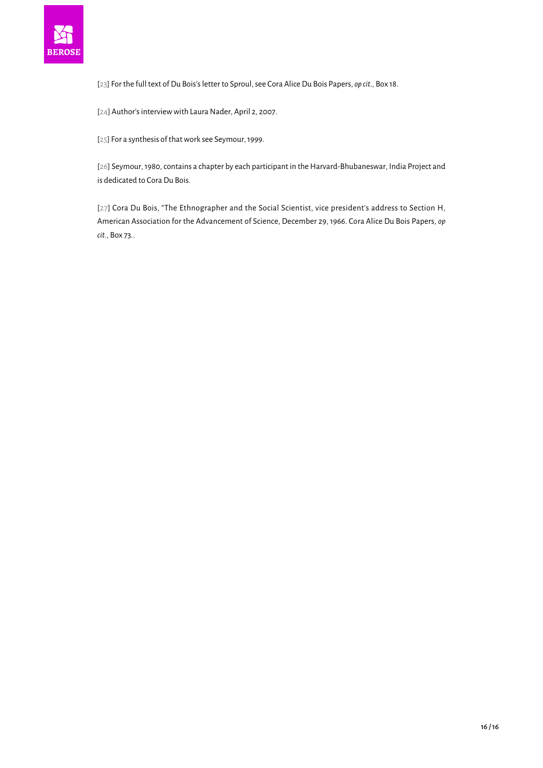[23] For the full text of Du Bois's letter to Sproul, see Cora Alice Du Bois Papers, *op cit.*, Box 18.

[24] Author's interview with Laura Nader, April 2, 2007.

[25] For a synthesis of that work see Seymour, 1999.

[26] Seymour, 1980, contains a chapter by each participant in the Harvard-Bhubaneswar, India Project and is dedicated to Cora Du Bois.

[27] Cora Du Bois, "The Ethnographer and the Social Scientist, vice president's address to Section H, American Association for the Advancement of Science, December 29, 1966. Cora Alice Du Bois Papers, *op cit.*, Box 73..